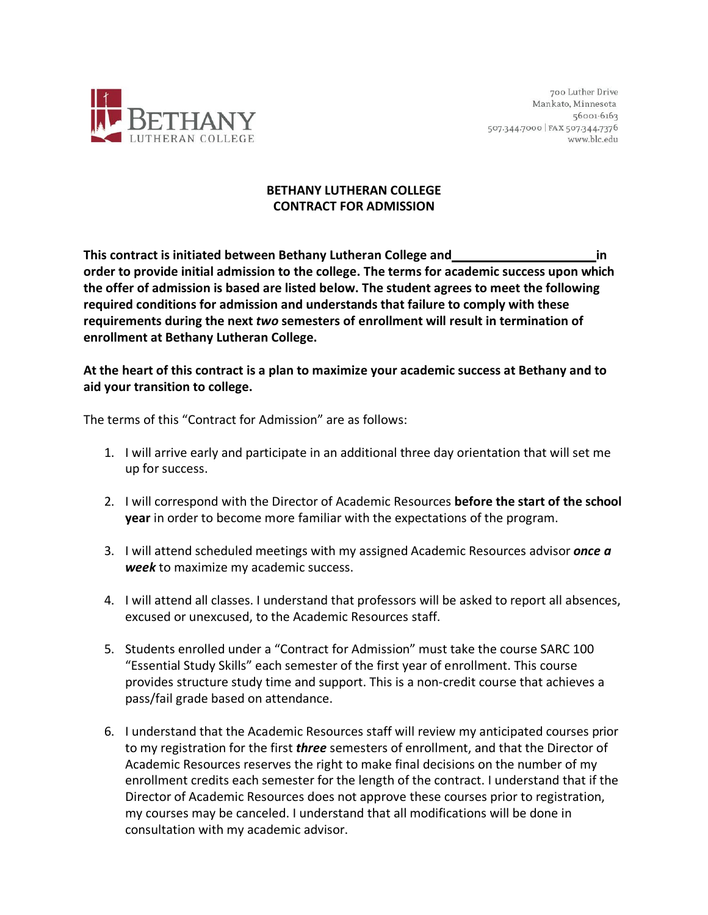700 Luther Drive
Mankato, Minnesota
56001-6163
507.344.7000 | FAX 507.344.7376
www.blc.edu

# BETHANY LUTHERAN COLLEGE
# CONTRACT FOR ADMISSION

**This contract is initiated between Bethany Lutheran College and \_\_\_\_\_\_\_\_\_\_\_\_\_\_\_\_\_\_\_\_ in order to provide initial admission to the college. The terms for academic success upon which the offer of admission is based are listed below. The student agrees to meet the following required conditions for admission and understands that failure to comply with these requirements during the next *two* semesters of enrollment will result in termination of enrollment at Bethany Lutheran College.**

**At the heart of this contract is a plan to maximize your academic success at Bethany and to aid your transition to college.**

The terms of this "Contract for Admission" are as follows:

1. I will arrive early and participate in an additional three day orientation that will set me up for success.

2. I will correspond with the Director of Academic Resources **before the start of the school year** in order to become more familiar with the expectations of the program.

3. I will attend scheduled meetings with my assigned Academic Resources advisor ***once a week*** to maximize my academic success.

4. I will attend all classes. I understand that professors will be asked to report all absences, excused or unexcused, to the Academic Resources staff.

5. Students enrolled under a "Contract for Admission" must take the course SARC 100 "Essential Study Skills" each semester of the first year of enrollment. This course provides structure study time and support. This is a non-credit course that achieves a pass/fail grade based on attendance.

6. I understand that the Academic Resources staff will review my anticipated courses prior to my registration for the first ***three*** semesters of enrollment, and that the Director of Academic Resources reserves the right to make final decisions on the number of my enrollment credits each semester for the length of the contract. I understand that if the Director of Academic Resources does not approve these courses prior to registration, my courses may be canceled. I understand that all modifications will be done in consultation with my academic advisor.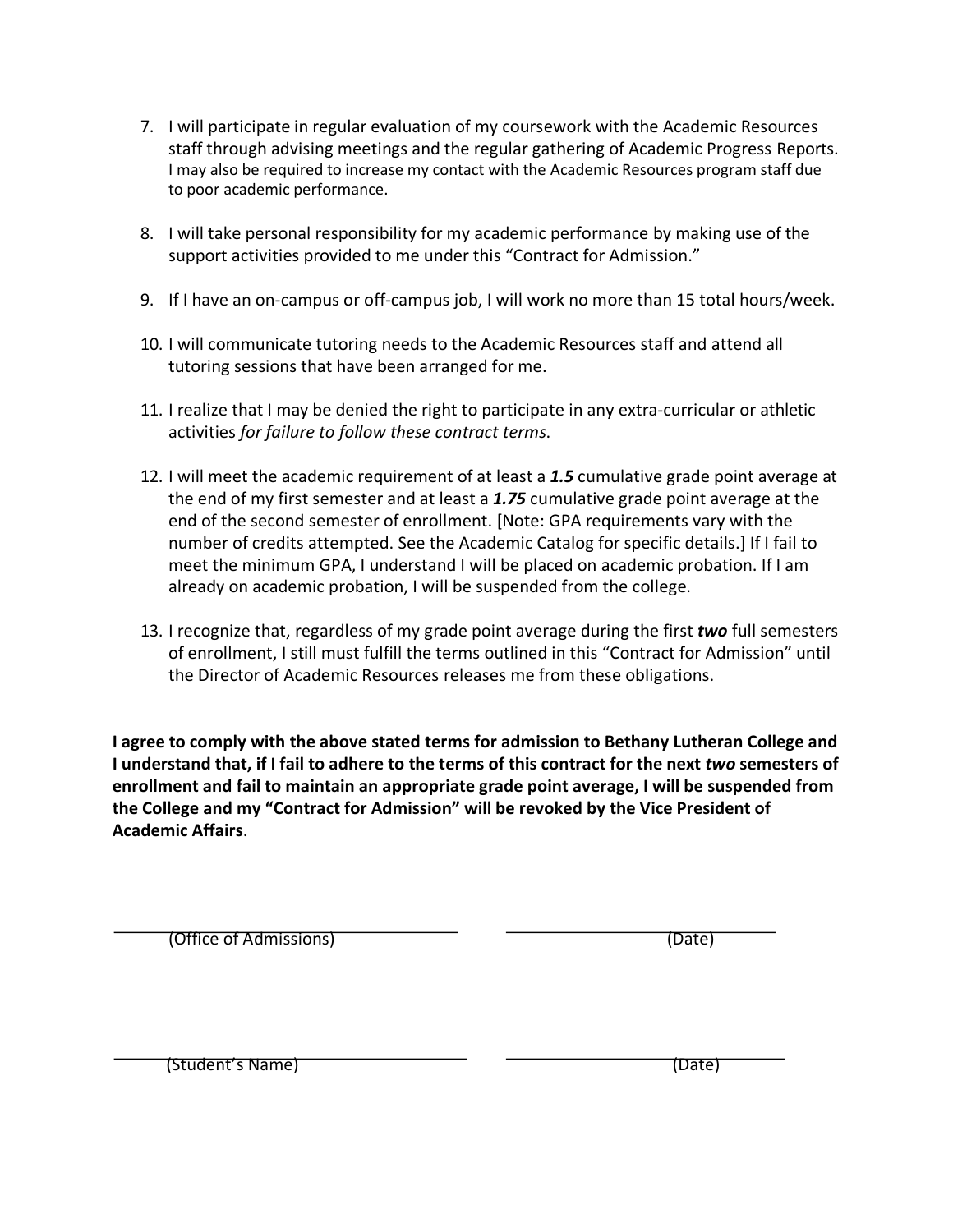7. I will participate in regular evaluation of my coursework with the Academic Resources staff through advising meetings and the regular gathering of Academic Progress Reports. I may also be required to increase my contact with the Academic Resources program staff due to poor academic performance.

8. I will take personal responsibility for my academic performance by making use of the support activities provided to me under this "Contract for Admission."

9. If I have an on-campus or off-campus job, I will work no more than 15 total hours/week.

10. I will communicate tutoring needs to the Academic Resources staff and attend all tutoring sessions that have been arranged for me.

11. I realize that I may be denied the right to participate in any extra-curricular or athletic activities *for failure to follow these contract terms*.

12. I will meet the academic requirement of at least a ***1.5*** cumulative grade point average at the end of my first semester and at least a ***1.75*** cumulative grade point average at the end of the second semester of enrollment. [Note: GPA requirements vary with the number of credits attempted. See the Academic Catalog for specific details.] If I fail to meet the minimum GPA, I understand I will be placed on academic probation. If I am already on academic probation, I will be suspended from the college.

13. I recognize that, regardless of my grade point average during the first ***two*** full semesters of enrollment, I still must fulfill the terms outlined in this "Contract for Admission" until the Director of Academic Resources releases me from these obligations.

**I agree to comply with the above stated terms for admission to Bethany Lutheran College and I understand that, if I fail to adhere to the terms of this contract for the next *two* semesters of enrollment and fail to maintain an appropriate grade point average, I will be suspended from the College and my "Contract for Admission" will be revoked by the Vice President of Academic Affairs**.

\_\_\_\_\_\_\_\_\_\_\_\_\_\_\_\_\_\_\_\_\_\_\_\_\_\_\_\_\_\_ \_\_\_\_\_\_\_\_\_\_\_\_\_\_\_\_\_\_\_\_\_\_\_\_\_\_

(Office of Admissions) (Date)

\_\_\_\_\_\_\_\_\_\_\_\_\_\_\_\_\_\_\_\_\_\_\_\_\_\_\_\_\_\_ \_\_\_\_\_\_\_\_\_\_\_\_\_\_\_\_\_\_\_\_\_\_\_\_\_\_

(Student's Name) (Date)